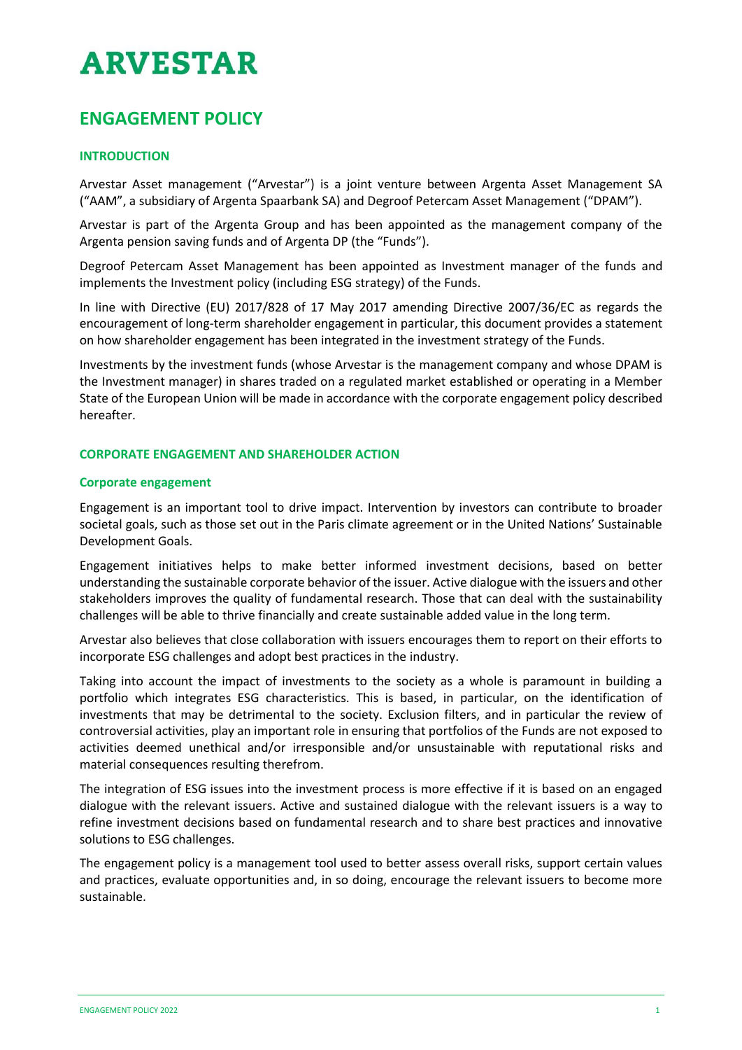// ARVESTAR

# ENGAGEMENT POLICY

## INTRODUCTION

Arvestar Asset management ("Arvestar") is a joint venture between Argenta Asset Management SA ("AAM", a subsidiary of Argenta Spaarbank SA) and Degroof Petercam Asset Management ("DPAM").

Arvestar is part of the Argenta Group and has been appointed as the management company of the Argenta pension saving funds and of Argenta DP (the "Funds").

Degroof Petercam Asset Management has been appointed as Investment manager of the funds and implements the Investment policy (including ESG strategy) of the Funds.

In line with Directive (EU) 2017/828 of 17 May 2017 amending Directive 2007/36/EC as regards the encouragement of long-term shareholder engagement in particular, this document provides a statement on how shareholder engagement has been integrated in the investment strategy of the Funds.

Investments by the investment funds (whose Arvestar is the management company and whose DPAM is the Investment manager) in shares traded on a regulated market established or operating in a Member State of the European Union will be made in accordance with the corporate engagement policy described hereafter.

## CORPORATE ENGAGEMENT AND SHAREHOLDER ACTION

### Corporate engagement

Engagement is an important tool to drive impact. Intervention by investors can contribute to broader societal goals, such as those set out in the Paris climate agreement or in the United Nations' Sustainable Development Goals.

Engagement initiatives helps to make better informed investment decisions, based on better understanding the sustainable corporate behavior of the issuer. Active dialogue with the issuers and other stakeholders improves the quality of fundamental research. Those that can deal with the sustainability challenges will be able to thrive financially and create sustainable added value in the long term.

Arvestar also believes that close collaboration with issuers encourages them to report on their efforts to incorporate ESG challenges and adopt best practices in the industry.

Taking into account the impact of investments to the society as a whole is paramount in building a portfolio which integrates ESG characteristics. This is based, in particular, on the identification of investments that may be detrimental to the society. Exclusion filters, and in particular the review of controversial activities, play an important role in ensuring that portfolios of the Funds are not exposed to activities deemed unethical and/or irresponsible and/or unsustainable with reputational risks and material consequences resulting therefrom.

The integration of ESG issues into the investment process is more effective if it is based on an engaged dialogue with the relevant issuers. Active and sustained dialogue with the relevant issuers is a way to refine investment decisions based on fundamental research and to share best practices and innovative solutions to ESG challenges.

The engagement policy is a management tool used to better assess overall risks, support certain values and practices, evaluate opportunities and, in so doing, encourage the relevant issuers to become more sustainable.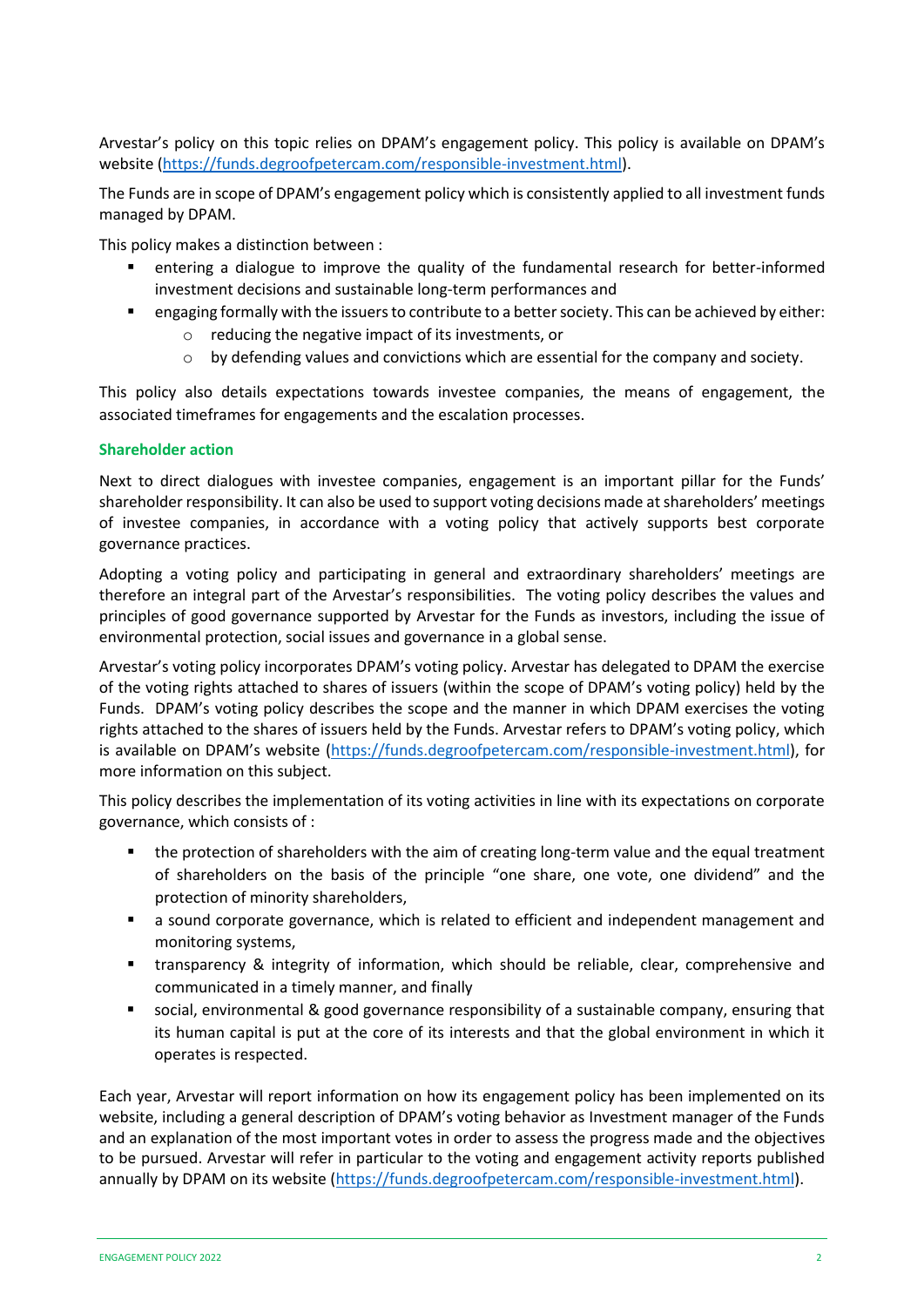Arvestar's policy on this topic relies on DPAM's engagement policy. This policy is available on DPAM's website (https://funds.degroofpetercam.com/responsible-investment.html).

The Funds are in scope of DPAM's engagement policy which is consistently applied to all investment funds managed by DPAM.

This policy makes a distinction between :

- entering a dialogue to improve the quality of the fundamental research for better-informed investment decisions and sustainable long-term performances and
- engaging formally with the issuers to contribute to a better society. This can be achieved by either:
  - reducing the negative impact of its investments, or
  - by defending values and convictions which are essential for the company and society.

This policy also details expectations towards investee companies, the means of engagement, the associated timeframes for engagements and the escalation processes.

### Shareholder action

Next to direct dialogues with investee companies, engagement is an important pillar for the Funds' shareholder responsibility. It can also be used to support voting decisions made at shareholders' meetings of investee companies, in accordance with a voting policy that actively supports best corporate governance practices.

Adopting a voting policy and participating in general and extraordinary shareholders' meetings are therefore an integral part of the Arvestar's responsibilities. The voting policy describes the values and principles of good governance supported by Arvestar for the Funds as investors, including the issue of environmental protection, social issues and governance in a global sense.

Arvestar's voting policy incorporates DPAM's voting policy. Arvestar has delegated to DPAM the exercise of the voting rights attached to shares of issuers (within the scope of DPAM's voting policy) held by the Funds. DPAM's voting policy describes the scope and the manner in which DPAM exercises the voting rights attached to the shares of issuers held by the Funds. Arvestar refers to DPAM's voting policy, which is available on DPAM's website (https://funds.degroofpetercam.com/responsible-investment.html), for more information on this subject.

This policy describes the implementation of its voting activities in line with its expectations on corporate governance, which consists of :

- the protection of shareholders with the aim of creating long-term value and the equal treatment of shareholders on the basis of the principle "one share, one vote, one dividend" and the protection of minority shareholders,
- a sound corporate governance, which is related to efficient and independent management and monitoring systems,
- transparency & integrity of information, which should be reliable, clear, comprehensive and communicated in a timely manner, and finally
- social, environmental & good governance responsibility of a sustainable company, ensuring that its human capital is put at the core of its interests and that the global environment in which it operates is respected.

Each year, Arvestar will report information on how its engagement policy has been implemented on its website, including a general description of DPAM's voting behavior as Investment manager of the Funds and an explanation of the most important votes in order to assess the progress made and the objectives to be pursued. Arvestar will refer in particular to the voting and engagement activity reports published annually by DPAM on its website (https://funds.degroofpetercam.com/responsible-investment.html).